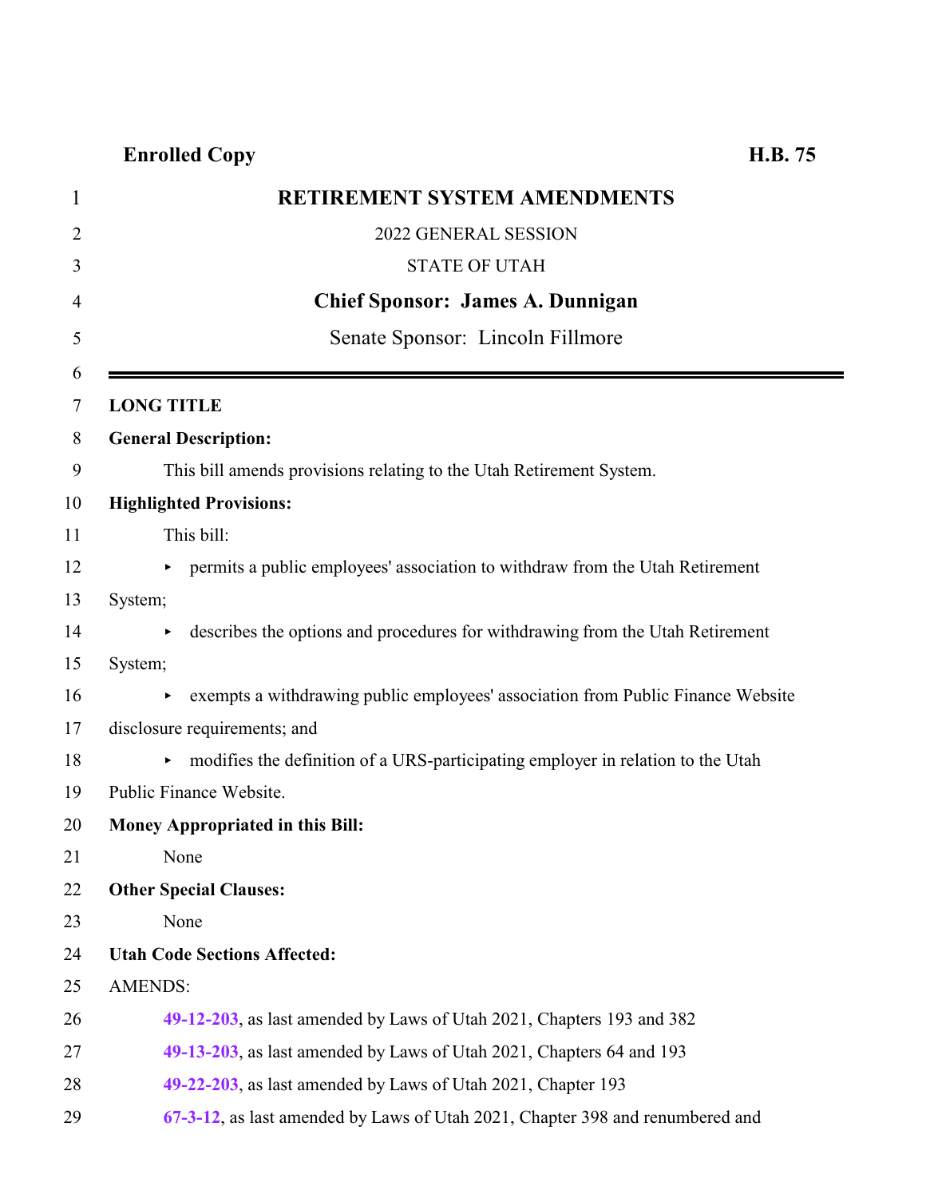**Enrolled Copy** **H.B. 75**

# RETIREMENT SYSTEM AMENDMENTS

2022 GENERAL SESSION

STATE OF UTAH

**Chief Sponsor: James A. Dunnigan**

Senate Sponsor: Lincoln Fillmore

---

**LONG TITLE**

**General Description:**

This bill amends provisions relating to the Utah Retirement System.

**Highlighted Provisions:**

This bill:

- permits a public employees' association to withdraw from the Utah Retirement System;
- describes the options and procedures for withdrawing from the Utah Retirement System;
- exempts a withdrawing public employees' association from Public Finance Website disclosure requirements; and
- modifies the definition of a URS-participating employer in relation to the Utah Public Finance Website.

**Money Appropriated in this Bill:**

None

**Other Special Clauses:**

None

**Utah Code Sections Affected:**

AMENDS:

**49-12-203**, as last amended by Laws of Utah 2021, Chapters 193 and 382

**49-13-203**, as last amended by Laws of Utah 2021, Chapters 64 and 193

**49-22-203**, as last amended by Laws of Utah 2021, Chapter 193

**67-3-12**, as last amended by Laws of Utah 2021, Chapter 398 and renumbered and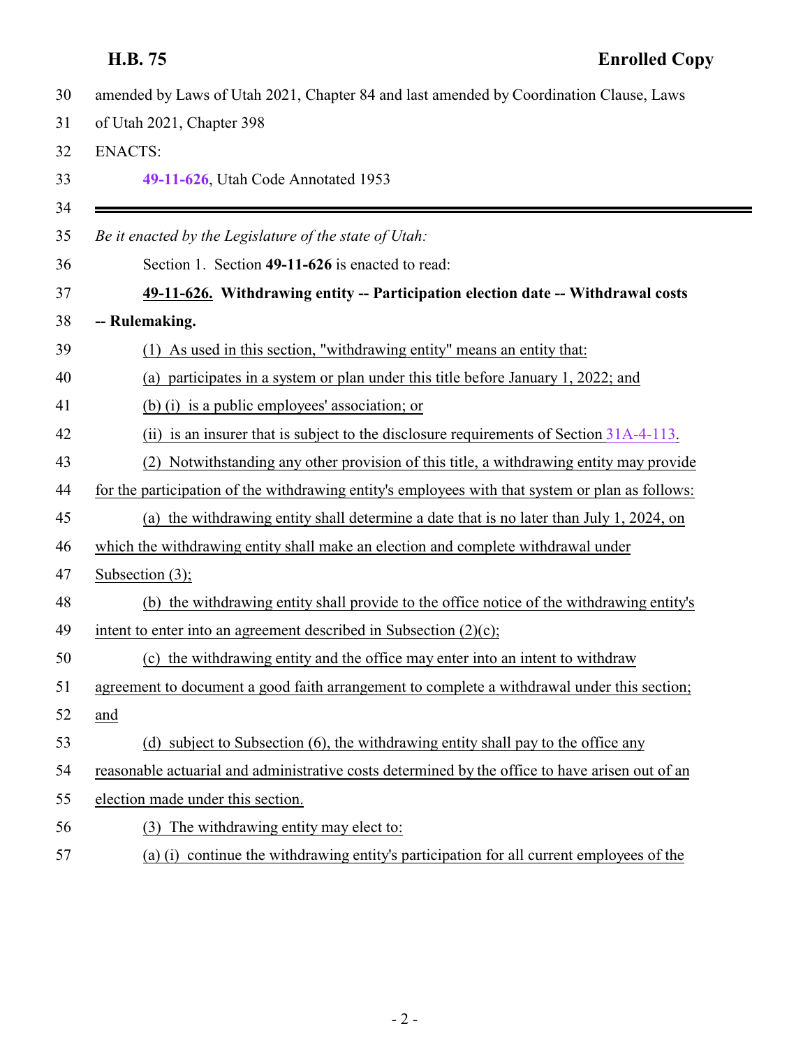amended by Laws of Utah 2021, Chapter 84 and last amended by Coordination Clause, Laws of Utah 2021, Chapter 398

ENACTS:

**49-11-626**, Utah Code Annotated 1953

---

*Be it enacted by the Legislature of the state of Utah:*

Section 1. Section **49-11-626** is enacted to read:

**49-11-626. Withdrawing entity -- Participation election date -- Withdrawal costs -- Rulemaking.**

(1) As used in this section, "withdrawing entity" means an entity that:

(a) participates in a system or plan under this title before January 1, 2022; and

(b) (i) is a public employees' association; or

(ii) is an insurer that is subject to the disclosure requirements of Section 31A-4-113.

(2) Notwithstanding any other provision of this title, a withdrawing entity may provide for the participation of the withdrawing entity's employees with that system or plan as follows:

(a) the withdrawing entity shall determine a date that is no later than July 1, 2024, on which the withdrawing entity shall make an election and complete withdrawal under Subsection (3);

(b) the withdrawing entity shall provide to the office notice of the withdrawing entity's intent to enter into an agreement described in Subsection (2)(c);

(c) the withdrawing entity and the office may enter into an intent to withdraw agreement to document a good faith arrangement to complete a withdrawal under this section; and

(d) subject to Subsection (6), the withdrawing entity shall pay to the office any reasonable actuarial and administrative costs determined by the office to have arisen out of an election made under this section.

(3) The withdrawing entity may elect to:

(a) (i) continue the withdrawing entity's participation for all current employees of the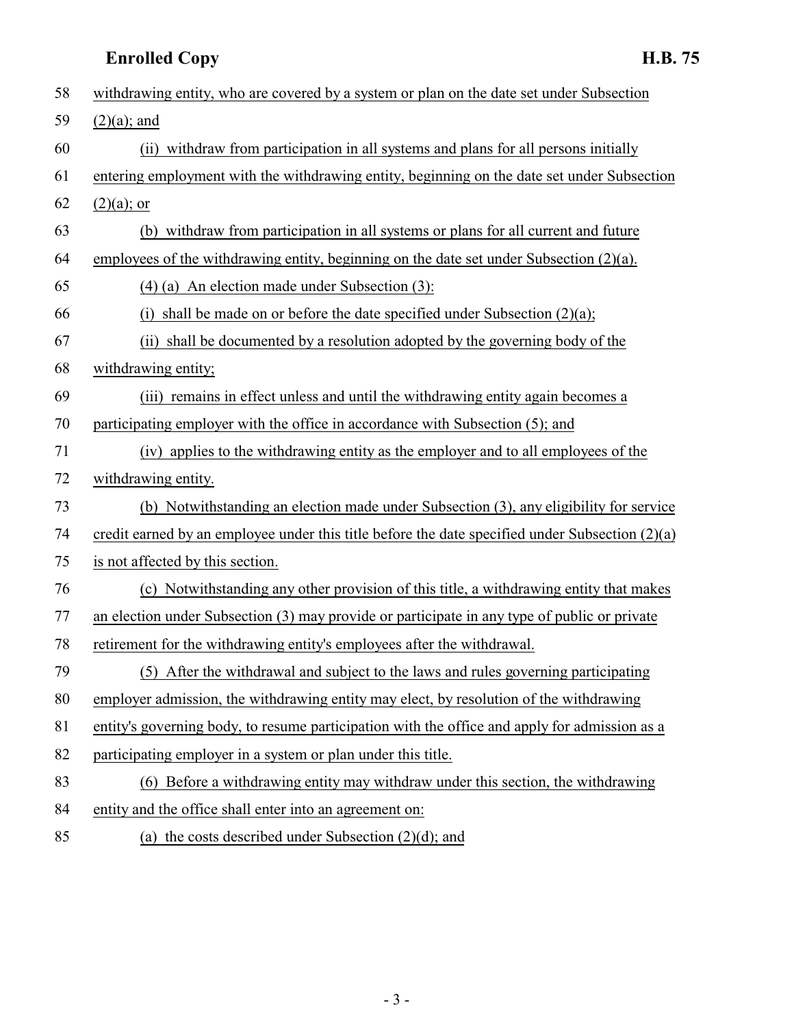withdrawing entity, who are covered by a system or plan on the date set under Subsection (2)(a); and

(ii) withdraw from participation in all systems and plans for all persons initially entering employment with the withdrawing entity, beginning on the date set under Subsection (2)(a); or

(b) withdraw from participation in all systems or plans for all current and future employees of the withdrawing entity, beginning on the date set under Subsection (2)(a).

(4) (a) An election made under Subsection (3):

(i) shall be made on or before the date specified under Subsection (2)(a);

(ii) shall be documented by a resolution adopted by the governing body of the withdrawing entity;

(iii) remains in effect unless and until the withdrawing entity again becomes a participating employer with the office in accordance with Subsection (5); and

(iv) applies to the withdrawing entity as the employer and to all employees of the withdrawing entity.

(b) Notwithstanding an election made under Subsection (3), any eligibility for service credit earned by an employee under this title before the date specified under Subsection (2)(a) is not affected by this section.

(c) Notwithstanding any other provision of this title, a withdrawing entity that makes an election under Subsection (3) may provide or participate in any type of public or private retirement for the withdrawing entity's employees after the withdrawal.

(5) After the withdrawal and subject to the laws and rules governing participating employer admission, the withdrawing entity may elect, by resolution of the withdrawing entity's governing body, to resume participation with the office and apply for admission as a participating employer in a system or plan under this title.

(6) Before a withdrawing entity may withdraw under this section, the withdrawing entity and the office shall enter into an agreement on:

(a) the costs described under Subsection (2)(d); and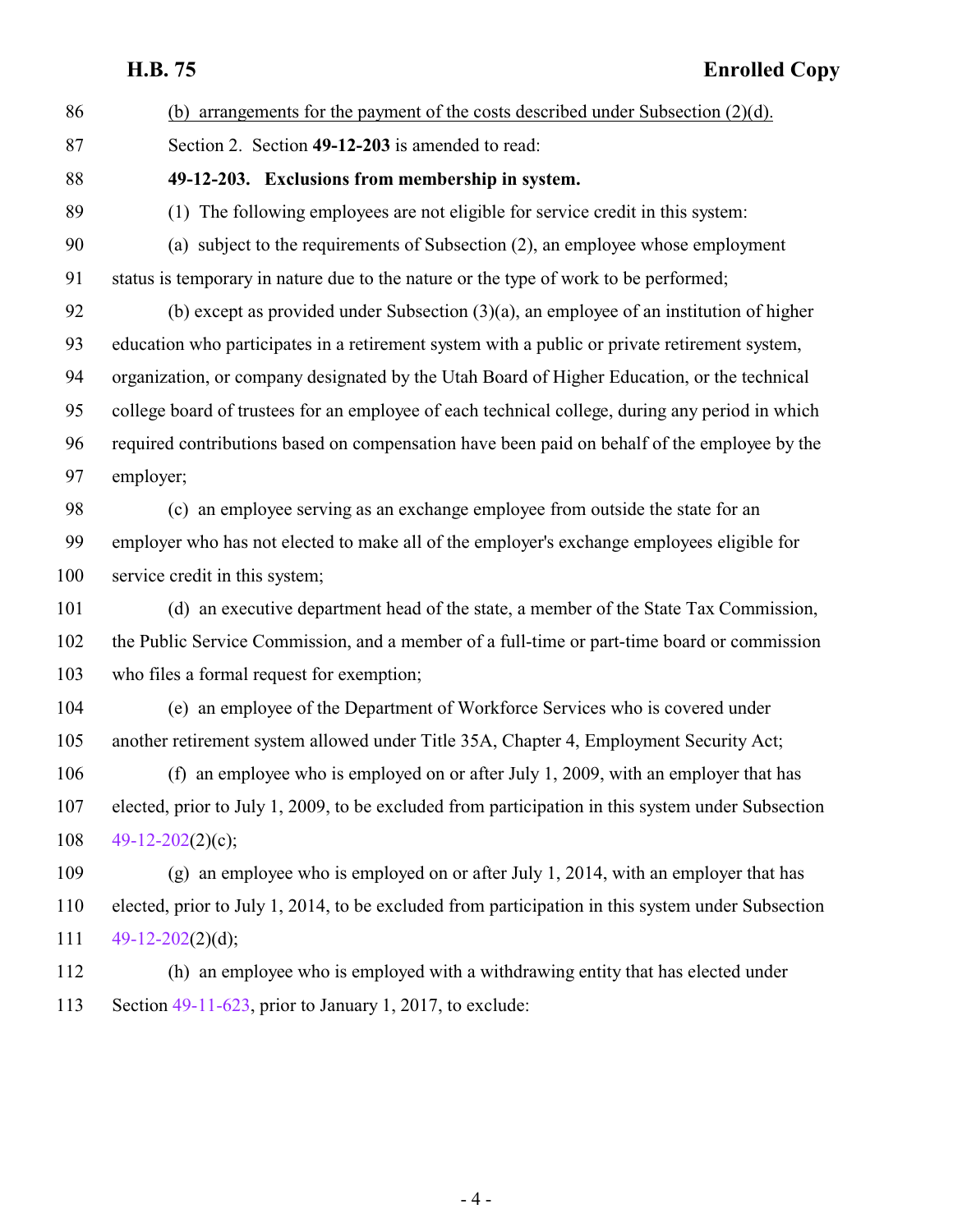86 <u>(b) arrangements for the payment of the costs described under Subsection (2)(d).</u>

87 Section 2. Section **49-12-203** is amended to read:

88 **49-12-203. Exclusions from membership in system.**

89 (1) The following employees are not eligible for service credit in this system:

90 (a) subject to the requirements of Subsection (2), an employee whose employment
91 status is temporary in nature due to the nature or the type of work to be performed;

92 (b) except as provided under Subsection (3)(a), an employee of an institution of higher
93 education who participates in a retirement system with a public or private retirement system,
94 organization, or company designated by the Utah Board of Higher Education, or the technical
95 college board of trustees for an employee of each technical college, during any period in which
96 required contributions based on compensation have been paid on behalf of the employee by the
97 employer;

98 (c) an employee serving as an exchange employee from outside the state for an
99 employer who has not elected to make all of the employer's exchange employees eligible for
100 service credit in this system;

101 (d) an executive department head of the state, a member of the State Tax Commission,
102 the Public Service Commission, and a member of a full-time or part-time board or commission
103 who files a formal request for exemption;

104 (e) an employee of the Department of Workforce Services who is covered under
105 another retirement system allowed under Title 35A, Chapter 4, Employment Security Act;

106 (f) an employee who is employed on or after July 1, 2009, with an employer that has
107 elected, prior to July 1, 2009, to be excluded from participation in this system under Subsection
108 49-12-202(2)(c);

109 (g) an employee who is employed on or after July 1, 2014, with an employer that has
110 elected, prior to July 1, 2014, to be excluded from participation in this system under Subsection
111 49-12-202(2)(d);

112 (h) an employee who is employed with a withdrawing entity that has elected under
113 Section 49-11-623, prior to January 1, 2017, to exclude: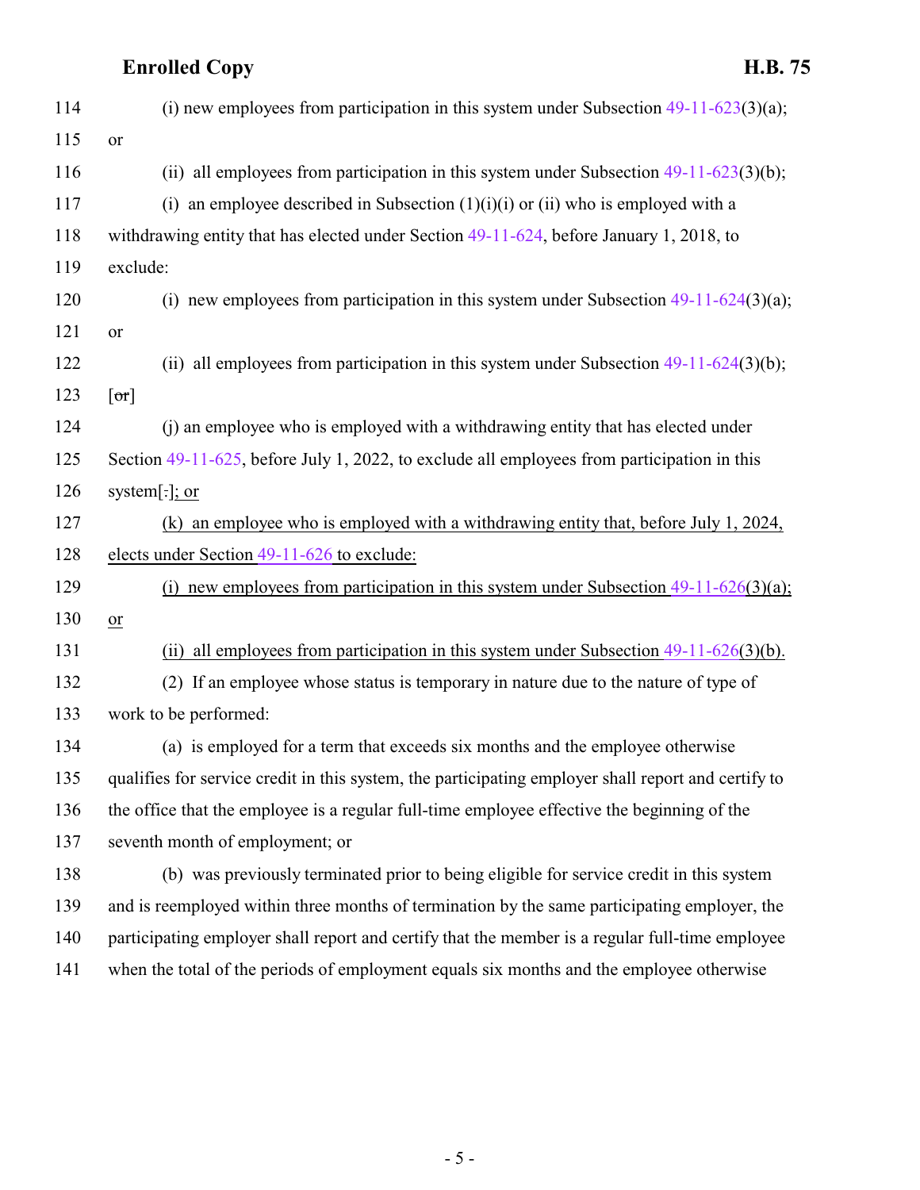114 (i) new employees from participation in this system under Subsection 49-11-623(3)(a);

115 or

116 (ii) all employees from participation in this system under Subsection 49-11-623(3)(b);

117 (i) an employee described in Subsection (1)(i)(i) or (ii) who is employed with a

118 withdrawing entity that has elected under Section 49-11-624, before January 1, 2018, to

119 exclude:

120 (i) new employees from participation in this system under Subsection 49-11-624(3)(a);

121 or

122 (ii) all employees from participation in this system under Subsection 49-11-624(3)(b);

123 [~~or~~]

124 (j) an employee who is employed with a withdrawing entity that has elected under

125 Section 49-11-625, before July 1, 2022, to exclude all employees from participation in this

126 system[~~.~~]; or

127 (k) an employee who is employed with a withdrawing entity that, before July 1, 2024,

128 elects under Section 49-11-626 to exclude:

129 (i) new employees from participation in this system under Subsection 49-11-626(3)(a);

130 or

131 (ii) all employees from participation in this system under Subsection 49-11-626(3)(b).

132 (2) If an employee whose status is temporary in nature due to the nature of type of

133 work to be performed:

134 (a) is employed for a term that exceeds six months and the employee otherwise

135 qualifies for service credit in this system, the participating employer shall report and certify to

136 the office that the employee is a regular full-time employee effective the beginning of the

137 seventh month of employment; or

138 (b) was previously terminated prior to being eligible for service credit in this system

139 and is reemployed within three months of termination by the same participating employer, the

140 participating employer shall report and certify that the member is a regular full-time employee

141 when the total of the periods of employment equals six months and the employee otherwise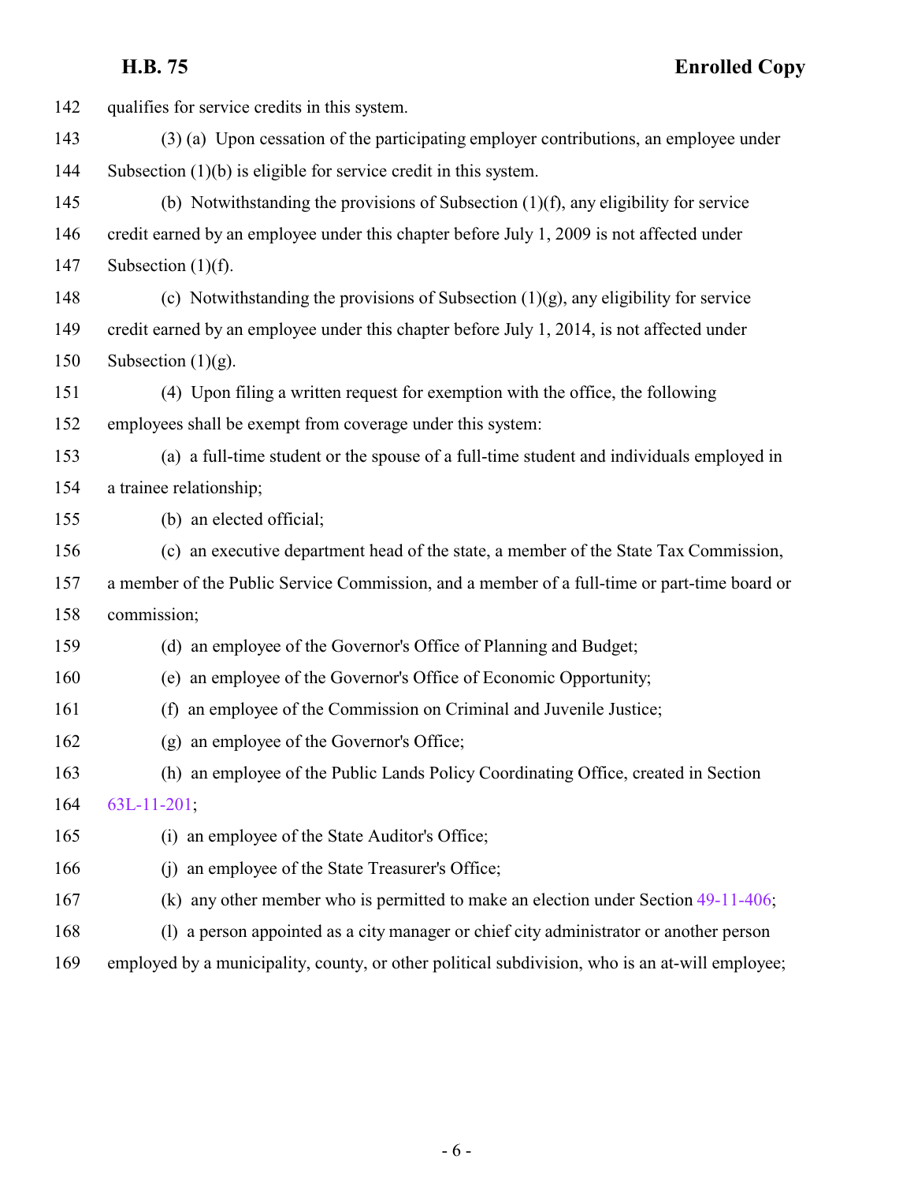qualifies for service credits in this system.

(3) (a) Upon cessation of the participating employer contributions, an employee under Subsection (1)(b) is eligible for service credit in this system.

(b) Notwithstanding the provisions of Subsection (1)(f), any eligibility for service credit earned by an employee under this chapter before July 1, 2009 is not affected under Subsection (1)(f).

(c) Notwithstanding the provisions of Subsection (1)(g), any eligibility for service credit earned by an employee under this chapter before July 1, 2014, is not affected under Subsection (1)(g).

(4) Upon filing a written request for exemption with the office, the following employees shall be exempt from coverage under this system:

(a) a full-time student or the spouse of a full-time student and individuals employed in a trainee relationship;

(b) an elected official;

(c) an executive department head of the state, a member of the State Tax Commission, a member of the Public Service Commission, and a member of a full-time or part-time board or commission;

(d) an employee of the Governor's Office of Planning and Budget;

(e) an employee of the Governor's Office of Economic Opportunity;

(f) an employee of the Commission on Criminal and Juvenile Justice;

(g) an employee of the Governor's Office;

(h) an employee of the Public Lands Policy Coordinating Office, created in Section 63L-11-201;

(i) an employee of the State Auditor's Office;

(j) an employee of the State Treasurer's Office;

(k) any other member who is permitted to make an election under Section 49-11-406;

(l) a person appointed as a city manager or chief city administrator or another person employed by a municipality, county, or other political subdivision, who is an at-will employee;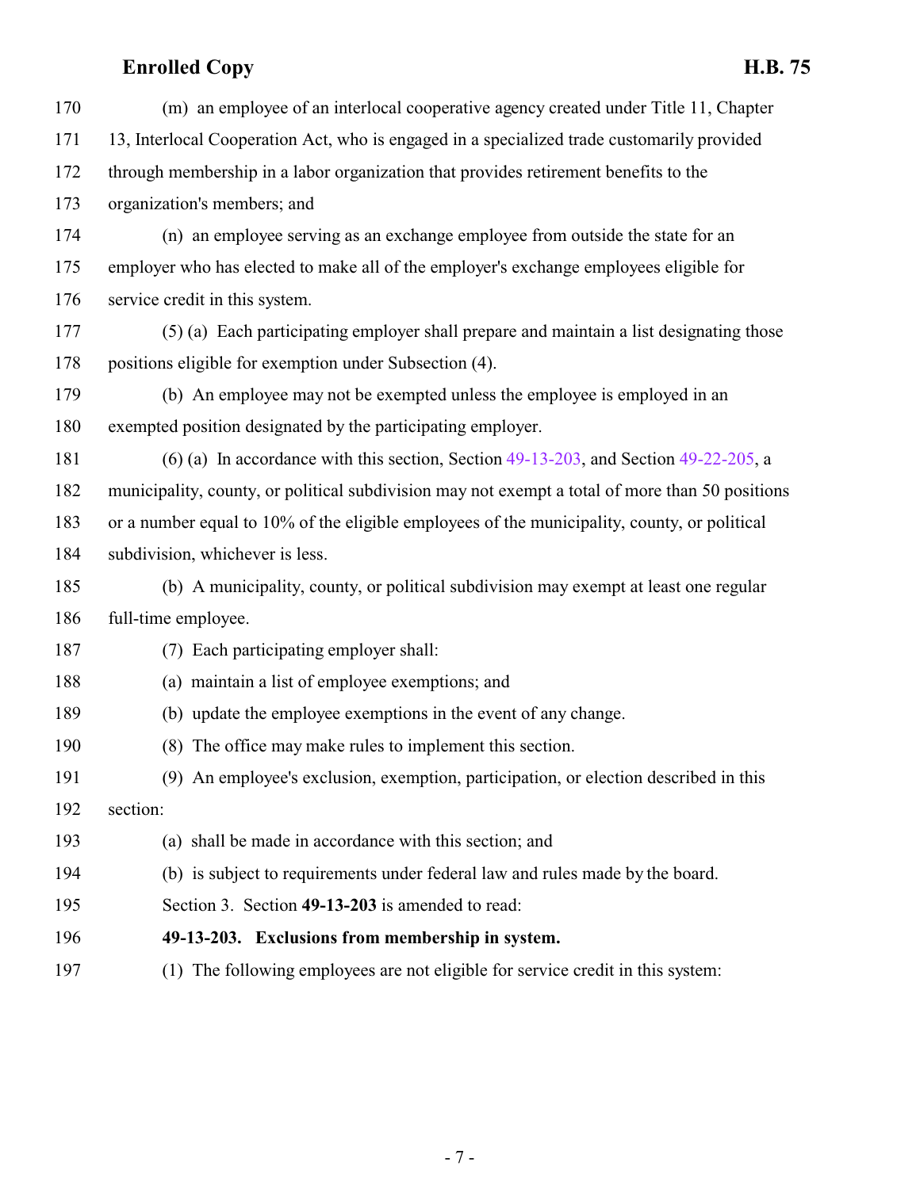(m) an employee of an interlocal cooperative agency created under Title 11, Chapter 13, Interlocal Cooperation Act, who is engaged in a specialized trade customarily provided through membership in a labor organization that provides retirement benefits to the organization's members; and

(n) an employee serving as an exchange employee from outside the state for an employer who has elected to make all of the employer's exchange employees eligible for service credit in this system.

(5) (a) Each participating employer shall prepare and maintain a list designating those positions eligible for exemption under Subsection (4).

(b) An employee may not be exempted unless the employee is employed in an exempted position designated by the participating employer.

(6) (a) In accordance with this section, Section 49-13-203, and Section 49-22-205, a municipality, county, or political subdivision may not exempt a total of more than 50 positions or a number equal to 10% of the eligible employees of the municipality, county, or political subdivision, whichever is less.

(b) A municipality, county, or political subdivision may exempt at least one regular full-time employee.

(7) Each participating employer shall:

(a) maintain a list of employee exemptions; and

(b) update the employee exemptions in the event of any change.

(8) The office may make rules to implement this section.

(9) An employee's exclusion, exemption, participation, or election described in this section:

(a) shall be made in accordance with this section; and

(b) is subject to requirements under federal law and rules made by the board.

Section 3. Section **49-13-203** is amended to read:

**49-13-203. Exclusions from membership in system.**

(1) The following employees are not eligible for service credit in this system: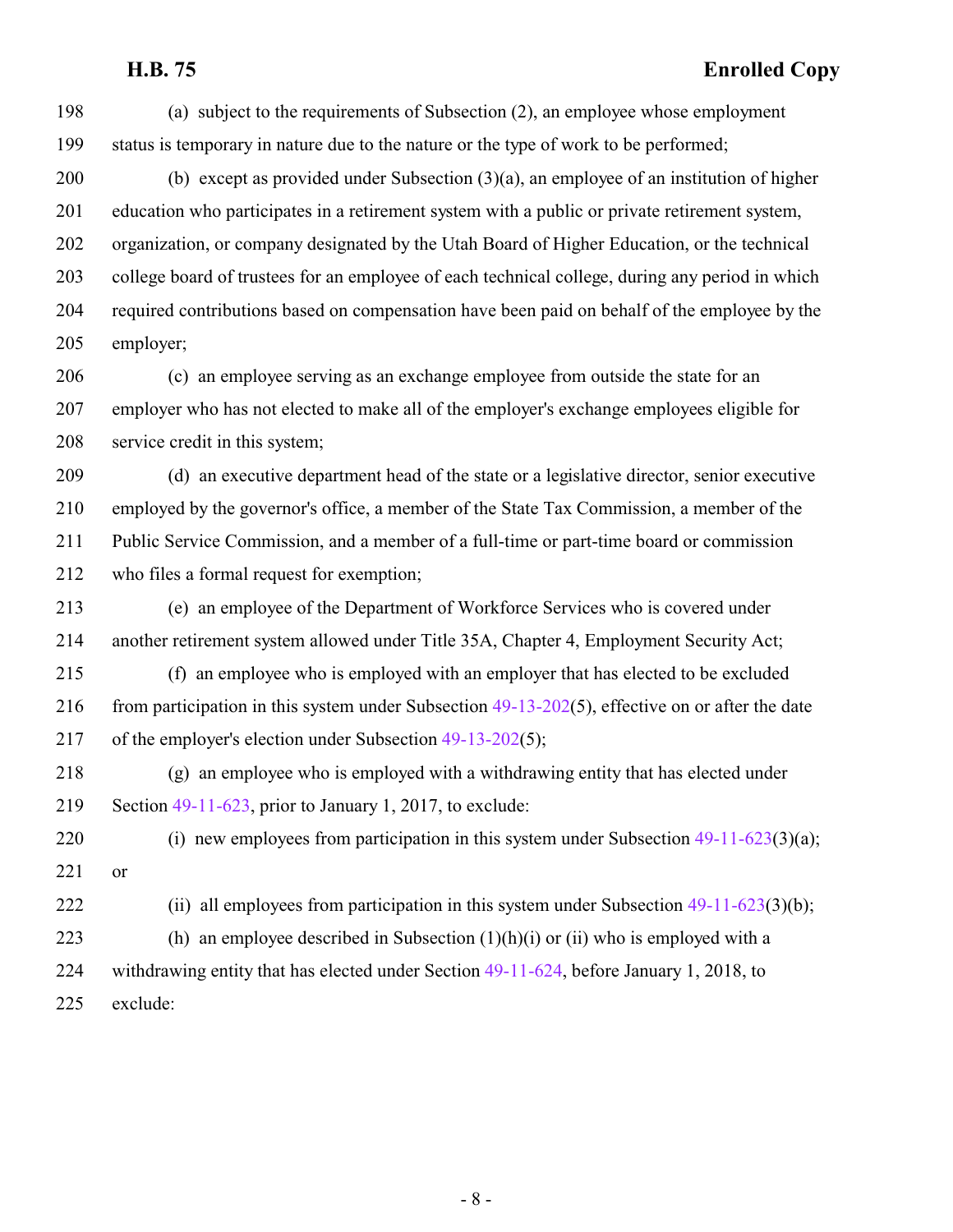(a) subject to the requirements of Subsection (2), an employee whose employment status is temporary in nature due to the nature or the type of work to be performed;

(b) except as provided under Subsection (3)(a), an employee of an institution of higher education who participates in a retirement system with a public or private retirement system, organization, or company designated by the Utah Board of Higher Education, or the technical college board of trustees for an employee of each technical college, during any period in which required contributions based on compensation have been paid on behalf of the employee by the employer;

(c) an employee serving as an exchange employee from outside the state for an employer who has not elected to make all of the employer's exchange employees eligible for service credit in this system;

(d) an executive department head of the state or a legislative director, senior executive employed by the governor's office, a member of the State Tax Commission, a member of the Public Service Commission, and a member of a full-time or part-time board or commission who files a formal request for exemption;

(e) an employee of the Department of Workforce Services who is covered under another retirement system allowed under Title 35A, Chapter 4, Employment Security Act;

(f) an employee who is employed with an employer that has elected to be excluded from participation in this system under Subsection 49-13-202(5), effective on or after the date of the employer's election under Subsection 49-13-202(5);

(g) an employee who is employed with a withdrawing entity that has elected under Section 49-11-623, prior to January 1, 2017, to exclude:

(i) new employees from participation in this system under Subsection 49-11-623(3)(a); or

(ii) all employees from participation in this system under Subsection 49-11-623(3)(b);

(h) an employee described in Subsection (1)(h)(i) or (ii) who is employed with a withdrawing entity that has elected under Section 49-11-624, before January 1, 2018, to exclude: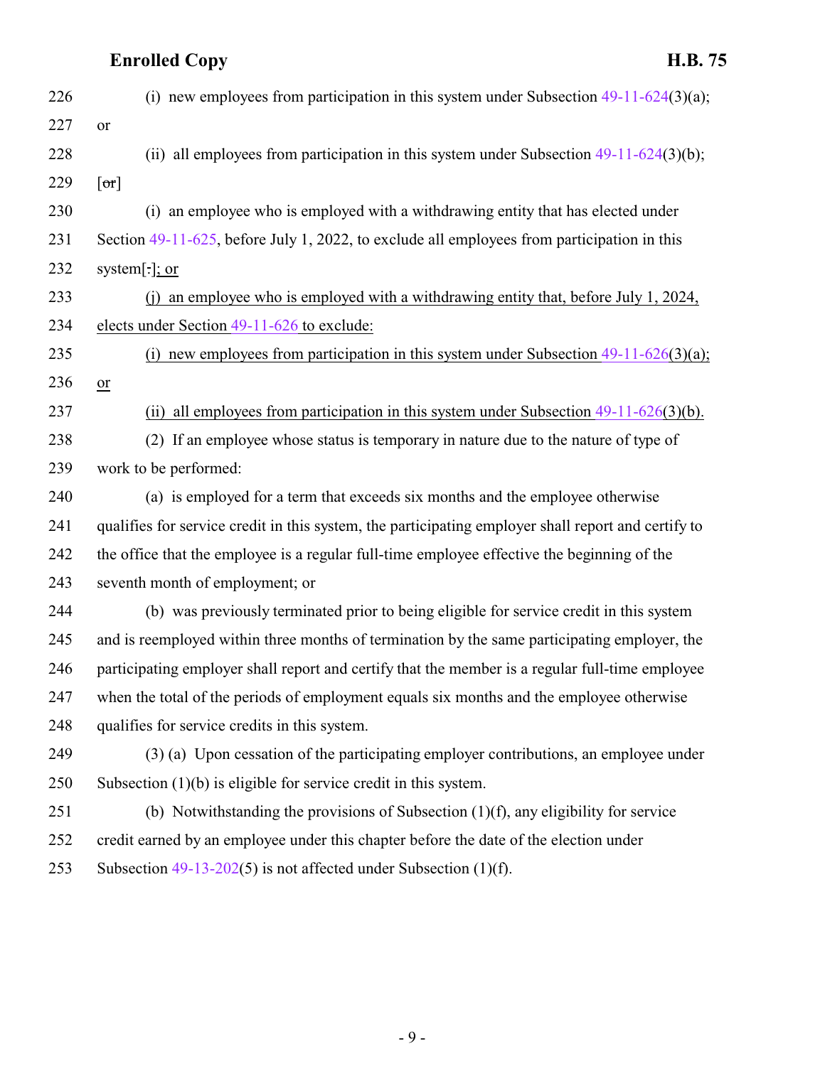226 (i) new employees from participation in this system under Subsection 49-11-624(3)(a);

227 or

228 (ii) all employees from participation in this system under Subsection 49-11-624(3)(b);

229 [~~or~~]

230 (i) an employee who is employed with a withdrawing entity that has elected under

231 Section 49-11-625, before July 1, 2022, to exclude all employees from participation in this

232 system[~~.~~]; or

233 (j) an employee who is employed with a withdrawing entity that, before July 1, 2024,

234 elects under Section 49-11-626 to exclude:

235 (i) new employees from participation in this system under Subsection 49-11-626(3)(a);

236 or

237 (ii) all employees from participation in this system under Subsection 49-11-626(3)(b).

238 (2) If an employee whose status is temporary in nature due to the nature of type of

239 work to be performed:

240 (a) is employed for a term that exceeds six months and the employee otherwise

241 qualifies for service credit in this system, the participating employer shall report and certify to

242 the office that the employee is a regular full-time employee effective the beginning of the

243 seventh month of employment; or

244 (b) was previously terminated prior to being eligible for service credit in this system

245 and is reemployed within three months of termination by the same participating employer, the

246 participating employer shall report and certify that the member is a regular full-time employee

247 when the total of the periods of employment equals six months and the employee otherwise

248 qualifies for service credits in this system.

249 (3) (a) Upon cessation of the participating employer contributions, an employee under

250 Subsection (1)(b) is eligible for service credit in this system.

251 (b) Notwithstanding the provisions of Subsection (1)(f), any eligibility for service

252 credit earned by an employee under this chapter before the date of the election under

253 Subsection 49-13-202(5) is not affected under Subsection (1)(f).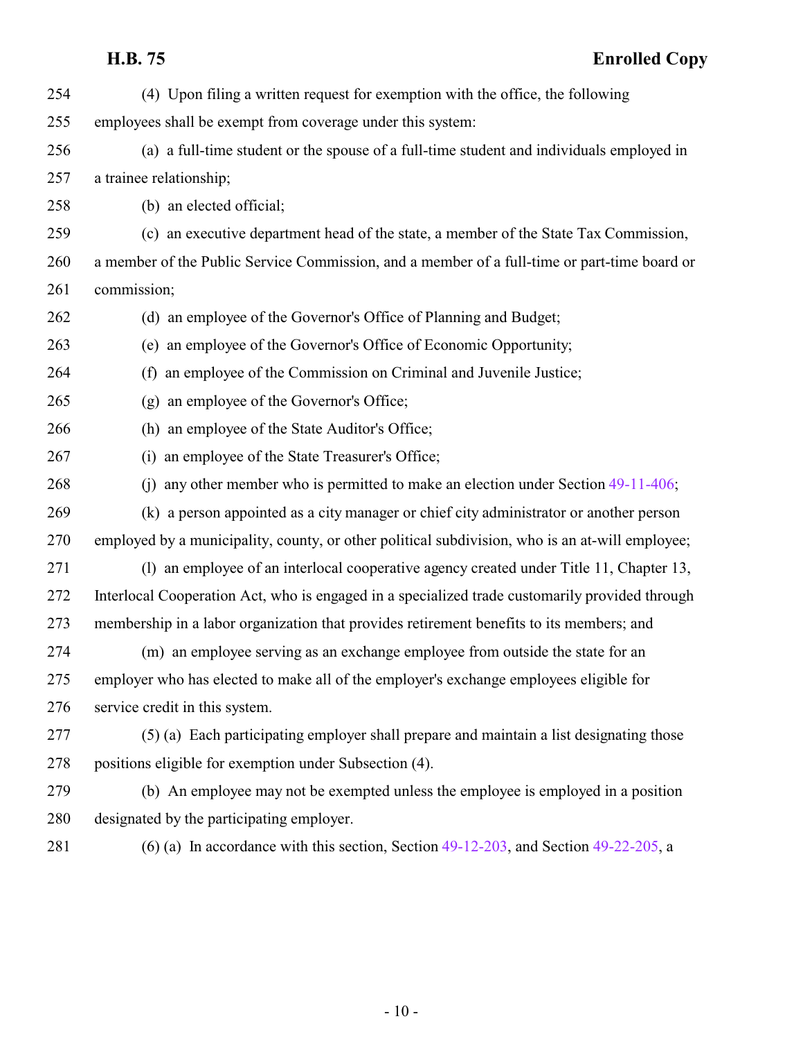(4) Upon filing a written request for exemption with the office, the following employees shall be exempt from coverage under this system:

(a) a full-time student or the spouse of a full-time student and individuals employed in a trainee relationship;

(b) an elected official;

(c) an executive department head of the state, a member of the State Tax Commission, a member of the Public Service Commission, and a member of a full-time or part-time board or commission;

(d) an employee of the Governor's Office of Planning and Budget;

(e) an employee of the Governor's Office of Economic Opportunity;

(f) an employee of the Commission on Criminal and Juvenile Justice;

(g) an employee of the Governor's Office;

(h) an employee of the State Auditor's Office;

(i) an employee of the State Treasurer's Office;

(j) any other member who is permitted to make an election under Section 49-11-406;

(k) a person appointed as a city manager or chief city administrator or another person employed by a municipality, county, or other political subdivision, who is an at-will employee;

(l) an employee of an interlocal cooperative agency created under Title 11, Chapter 13, Interlocal Cooperation Act, who is engaged in a specialized trade customarily provided through membership in a labor organization that provides retirement benefits to its members; and

(m) an employee serving as an exchange employee from outside the state for an employer who has elected to make all of the employer's exchange employees eligible for service credit in this system.

(5) (a) Each participating employer shall prepare and maintain a list designating those positions eligible for exemption under Subsection (4).

(b) An employee may not be exempted unless the employee is employed in a position designated by the participating employer.

(6) (a) In accordance with this section, Section 49-12-203, and Section 49-22-205, a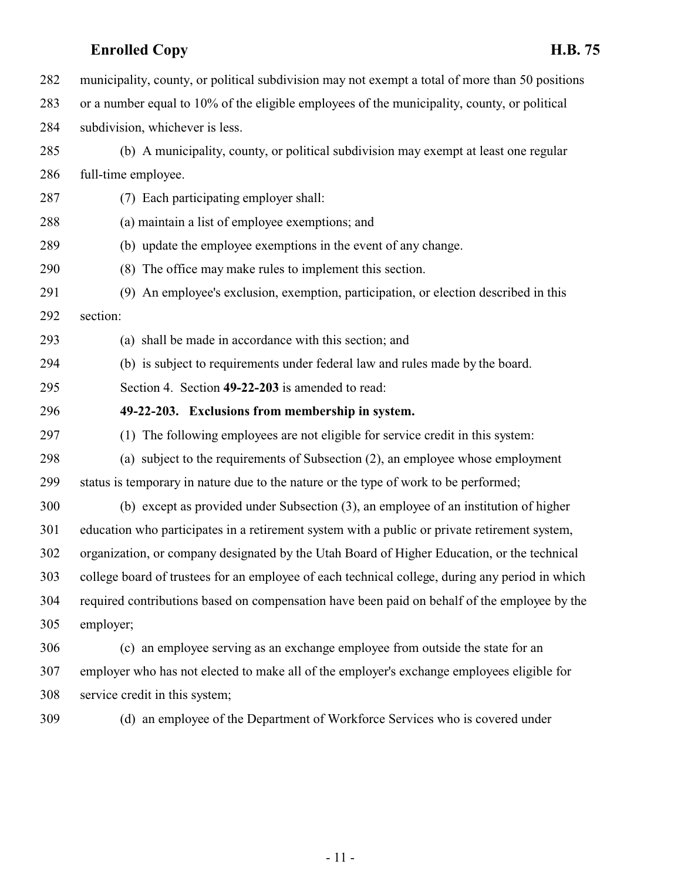municipality, county, or political subdivision may not exempt a total of more than 50 positions or a number equal to 10% of the eligible employees of the municipality, county, or political subdivision, whichever is less.

(b) A municipality, county, or political subdivision may exempt at least one regular full-time employee.

(7) Each participating employer shall:

(a) maintain a list of employee exemptions; and

(b) update the employee exemptions in the event of any change.

(8) The office may make rules to implement this section.

(9) An employee's exclusion, exemption, participation, or election described in this section:

(a) shall be made in accordance with this section; and

(b) is subject to requirements under federal law and rules made by the board.

Section 4. Section **49-22-203** is amended to read:

**49-22-203. Exclusions from membership in system.**

(1) The following employees are not eligible for service credit in this system:

(a) subject to the requirements of Subsection (2), an employee whose employment status is temporary in nature due to the nature or the type of work to be performed;

(b) except as provided under Subsection (3), an employee of an institution of higher education who participates in a retirement system with a public or private retirement system, organization, or company designated by the Utah Board of Higher Education, or the technical college board of trustees for an employee of each technical college, during any period in which required contributions based on compensation have been paid on behalf of the employee by the employer;

(c) an employee serving as an exchange employee from outside the state for an employer who has not elected to make all of the employer's exchange employees eligible for service credit in this system;

(d) an employee of the Department of Workforce Services who is covered under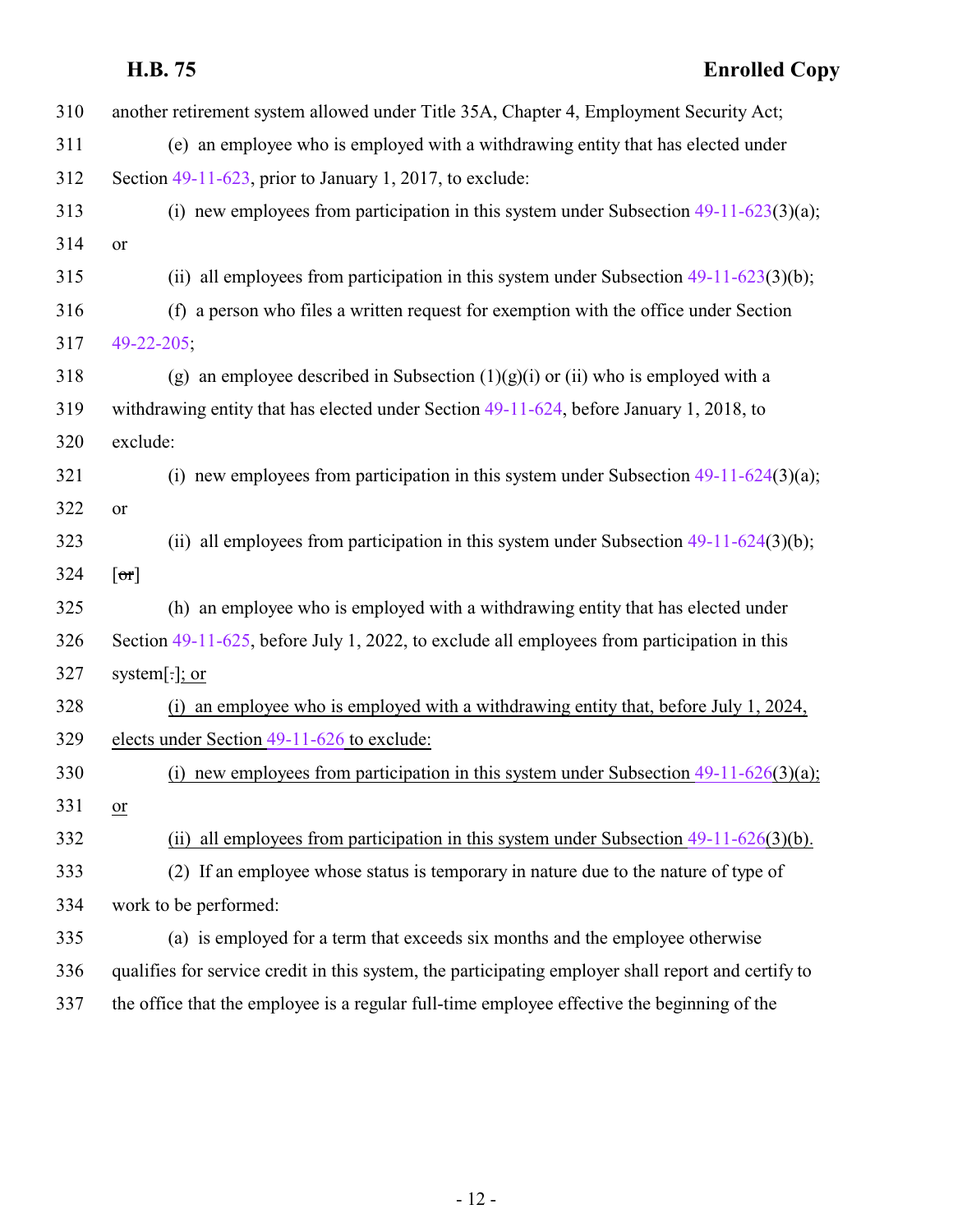310 another retirement system allowed under Title 35A, Chapter 4, Employment Security Act;

311 (e) an employee who is employed with a withdrawing entity that has elected under

312 Section 49-11-623, prior to January 1, 2017, to exclude:

313 (i) new employees from participation in this system under Subsection 49-11-623(3)(a);

314 or

315 (ii) all employees from participation in this system under Subsection 49-11-623(3)(b);

316 (f) a person who files a written request for exemption with the office under Section

317 49-22-205;

318 (g) an employee described in Subsection (1)(g)(i) or (ii) who is employed with a

319 withdrawing entity that has elected under Section 49-11-624, before January 1, 2018, to

320 exclude:

321 (i) new employees from participation in this system under Subsection 49-11-624(3)(a);

322 or

323 (ii) all employees from participation in this system under Subsection 49-11-624(3)(b);

324 [~~or~~]

325 (h) an employee who is employed with a withdrawing entity that has elected under

326 Section 49-11-625, before July 1, 2022, to exclude all employees from participation in this

327 system[~~.~~]<u>; or</u>

328 <u>(i) an employee who is employed with a withdrawing entity that, before July 1, 2024,</u>

329 <u>elects under Section 49-11-626 to exclude:</u>

330 <u>(i) new employees from participation in this system under Subsection 49-11-626(3)(a);</u>

331 <u>or</u>

332 <u>(ii) all employees from participation in this system under Subsection 49-11-626(3)(b).</u>

333 (2) If an employee whose status is temporary in nature due to the nature of type of

334 work to be performed:

335 (a) is employed for a term that exceeds six months and the employee otherwise

336 qualifies for service credit in this system, the participating employer shall report and certify to

337 the office that the employee is a regular full-time employee effective the beginning of the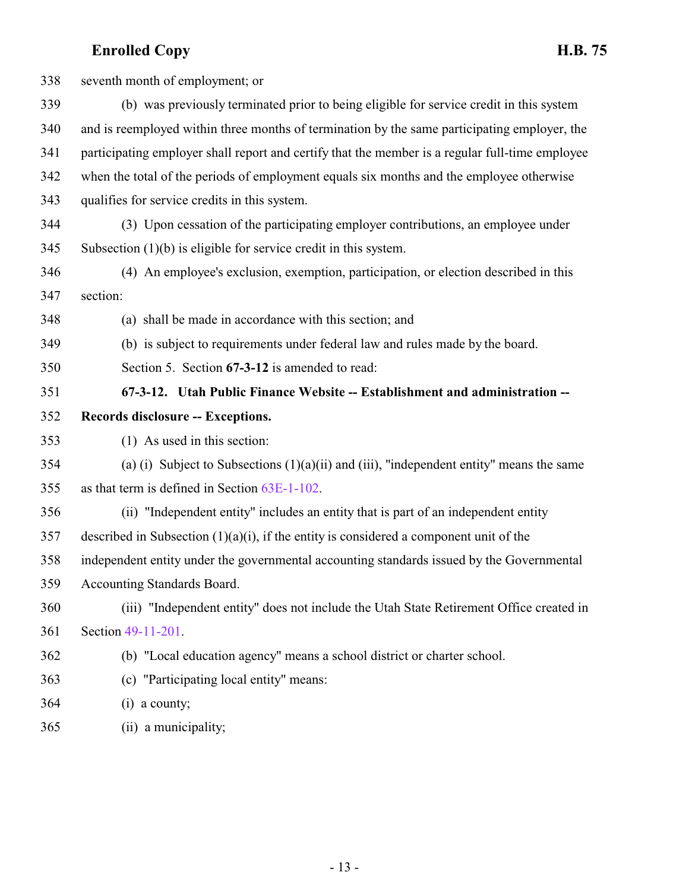seventh month of employment; or

(b) was previously terminated prior to being eligible for service credit in this system and is reemployed within three months of termination by the same participating employer, the participating employer shall report and certify that the member is a regular full-time employee when the total of the periods of employment equals six months and the employee otherwise qualifies for service credits in this system.

(3) Upon cessation of the participating employer contributions, an employee under Subsection (1)(b) is eligible for service credit in this system.

(4) An employee's exclusion, exemption, participation, or election described in this section:

(a) shall be made in accordance with this section; and

(b) is subject to requirements under federal law and rules made by the board.

Section 5. Section **67-3-12** is amended to read:

**67-3-12. Utah Public Finance Website -- Establishment and administration -- Records disclosure -- Exceptions.**

(1) As used in this section:

(a) (i) Subject to Subsections (1)(a)(ii) and (iii), "independent entity" means the same as that term is defined in Section 63E-1-102.

(ii) "Independent entity" includes an entity that is part of an independent entity described in Subsection (1)(a)(i), if the entity is considered a component unit of the independent entity under the governmental accounting standards issued by the Governmental Accounting Standards Board.

(iii) "Independent entity" does not include the Utah State Retirement Office created in Section 49-11-201.

(b) "Local education agency" means a school district or charter school.

(c) "Participating local entity" means:

(i) a county;

(ii) a municipality;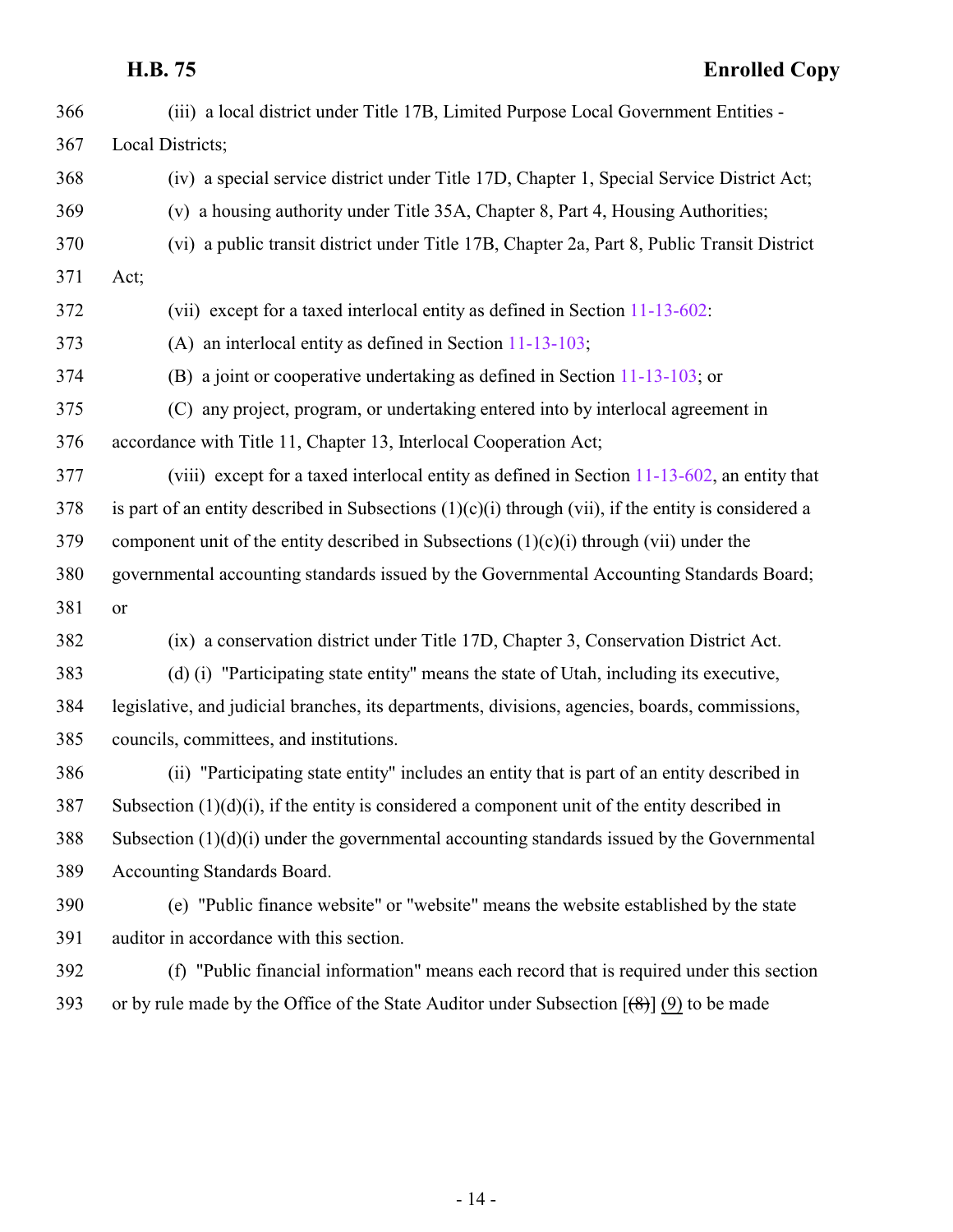(iii) a local district under Title 17B, Limited Purpose Local Government Entities - Local Districts;

(iv) a special service district under Title 17D, Chapter 1, Special Service District Act;

(v) a housing authority under Title 35A, Chapter 8, Part 4, Housing Authorities;

(vi) a public transit district under Title 17B, Chapter 2a, Part 8, Public Transit District Act;

(vii) except for a taxed interlocal entity as defined in Section 11-13-602:

(A) an interlocal entity as defined in Section 11-13-103;

(B) a joint or cooperative undertaking as defined in Section 11-13-103; or

(C) any project, program, or undertaking entered into by interlocal agreement in accordance with Title 11, Chapter 13, Interlocal Cooperation Act;

(viii) except for a taxed interlocal entity as defined in Section 11-13-602, an entity that is part of an entity described in Subsections (1)(c)(i) through (vii), if the entity is considered a component unit of the entity described in Subsections (1)(c)(i) through (vii) under the governmental accounting standards issued by the Governmental Accounting Standards Board; or

(ix) a conservation district under Title 17D, Chapter 3, Conservation District Act.

(d) (i) "Participating state entity" means the state of Utah, including its executive, legislative, and judicial branches, its departments, divisions, agencies, boards, commissions, councils, committees, and institutions.

(ii) "Participating state entity" includes an entity that is part of an entity described in Subsection (1)(d)(i), if the entity is considered a component unit of the entity described in Subsection (1)(d)(i) under the governmental accounting standards issued by the Governmental Accounting Standards Board.

(e) "Public finance website" or "website" means the website established by the state auditor in accordance with this section.

(f) "Public financial information" means each record that is required under this section or by rule made by the Office of the State Auditor under Subsection [~~(8)~~] (9) to be made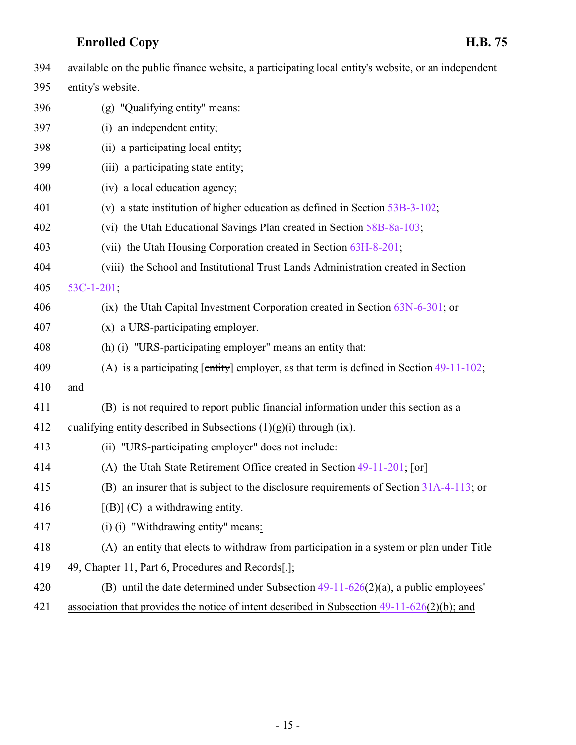394 available on the public finance website, a participating local entity's website, or an independent
395 entity's website.

396 (g) "Qualifying entity" means:

397 (i) an independent entity;

398 (ii) a participating local entity;

399 (iii) a participating state entity;

400 (iv) a local education agency;

401 (v) a state institution of higher education as defined in Section 53B-3-102;

402 (vi) the Utah Educational Savings Plan created in Section 58B-8a-103;

403 (vii) the Utah Housing Corporation created in Section 63H-8-201;

404 (viii) the School and Institutional Trust Lands Administration created in Section
405 53C-1-201;

406 (ix) the Utah Capital Investment Corporation created in Section 63N-6-301; or

407 (x) a URS-participating employer.

408 (h) (i) "URS-participating employer" means an entity that:

409 (A) is a participating [~~entity~~] employer, as that term is defined in Section 49-11-102;
410 and

411 (B) is not required to report public financial information under this section as a
412 qualifying entity described in Subsections (1)(g)(i) through (ix).

413 (ii) "URS-participating employer" does not include:

414 (A) the Utah State Retirement Office created in Section 49-11-201; [~~or~~]

415 <u>(B) an insurer that is subject to the disclosure requirements of Section 31A-4-113; or</u>

416 [~~(B)~~] <u>(C)</u> a withdrawing entity.

417 (i) (i) "Withdrawing entity" means<u>:</u>

418 <u>(A)</u> an entity that elects to withdraw from participation in a system or plan under Title
419 49, Chapter 11, Part 6, Procedures and Records[~~.~~]<u>;</u>

420 <u>(B) until the date determined under Subsection 49-11-626(2)(a), a public employees'</u>
421 <u>association that provides the notice of intent described in Subsection 49-11-626(2)(b); and</u>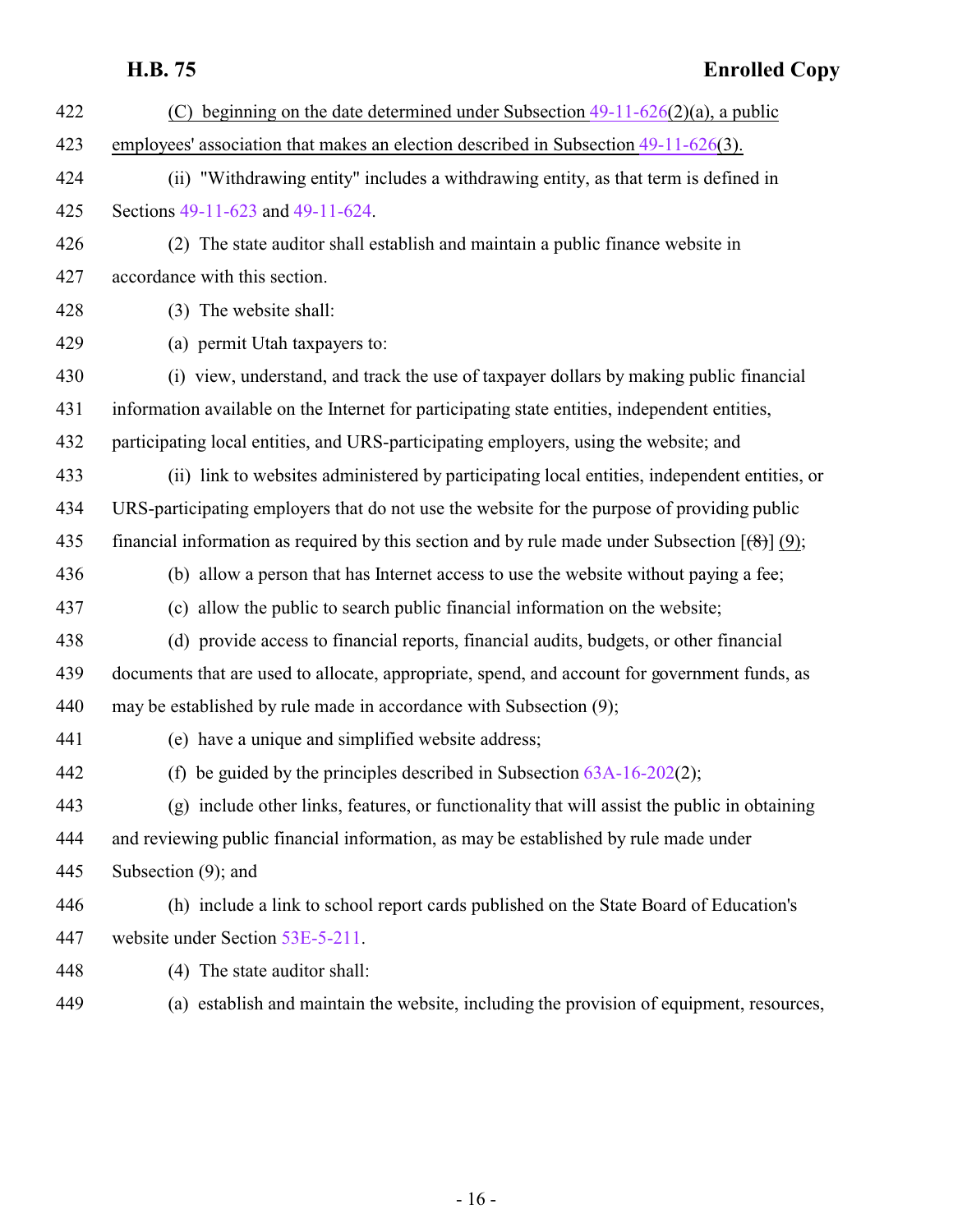(C) beginning on the date determined under Subsection 49-11-626(2)(a), a public employees' association that makes an election described in Subsection 49-11-626(3).

(ii) "Withdrawing entity" includes a withdrawing entity, as that term is defined in Sections 49-11-623 and 49-11-624.

(2) The state auditor shall establish and maintain a public finance website in accordance with this section.

(3) The website shall:

(a) permit Utah taxpayers to:

(i) view, understand, and track the use of taxpayer dollars by making public financial information available on the Internet for participating state entities, independent entities, participating local entities, and URS-participating employers, using the website; and

(ii) link to websites administered by participating local entities, independent entities, or URS-participating employers that do not use the website for the purpose of providing public financial information as required by this section and by rule made under Subsection [(8)] (9);

(b) allow a person that has Internet access to use the website without paying a fee;

(c) allow the public to search public financial information on the website;

(d) provide access to financial reports, financial audits, budgets, or other financial documents that are used to allocate, appropriate, spend, and account for government funds, as may be established by rule made in accordance with Subsection (9);

(e) have a unique and simplified website address;

(f) be guided by the principles described in Subsection 63A-16-202(2);

(g) include other links, features, or functionality that will assist the public in obtaining and reviewing public financial information, as may be established by rule made under Subsection (9); and

(h) include a link to school report cards published on the State Board of Education's website under Section 53E-5-211.

(4) The state auditor shall:

(a) establish and maintain the website, including the provision of equipment, resources,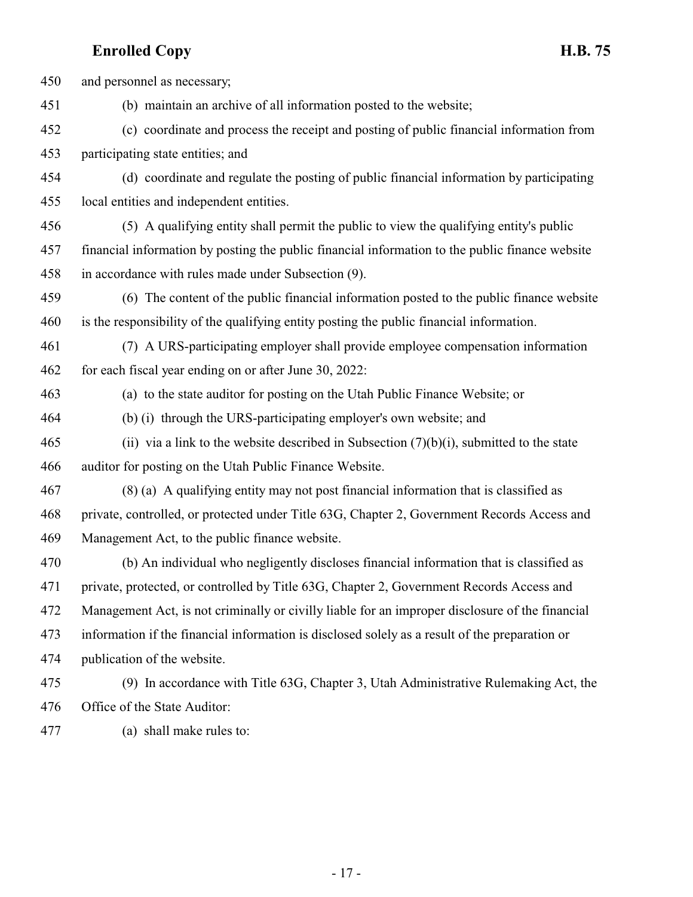and personnel as necessary;

(b) maintain an archive of all information posted to the website;

(c) coordinate and process the receipt and posting of public financial information from participating state entities; and

(d) coordinate and regulate the posting of public financial information by participating local entities and independent entities.

(5) A qualifying entity shall permit the public to view the qualifying entity's public financial information by posting the public financial information to the public finance website in accordance with rules made under Subsection (9).

(6) The content of the public financial information posted to the public finance website is the responsibility of the qualifying entity posting the public financial information.

(7) A URS-participating employer shall provide employee compensation information for each fiscal year ending on or after June 30, 2022:

(a) to the state auditor for posting on the Utah Public Finance Website; or

(b) (i) through the URS-participating employer's own website; and

(ii) via a link to the website described in Subsection (7)(b)(i), submitted to the state auditor for posting on the Utah Public Finance Website.

(8) (a) A qualifying entity may not post financial information that is classified as private, controlled, or protected under Title 63G, Chapter 2, Government Records Access and Management Act, to the public finance website.

(b) An individual who negligently discloses financial information that is classified as private, protected, or controlled by Title 63G, Chapter 2, Government Records Access and Management Act, is not criminally or civilly liable for an improper disclosure of the financial information if the financial information is disclosed solely as a result of the preparation or publication of the website.

(9) In accordance with Title 63G, Chapter 3, Utah Administrative Rulemaking Act, the Office of the State Auditor:

(a) shall make rules to: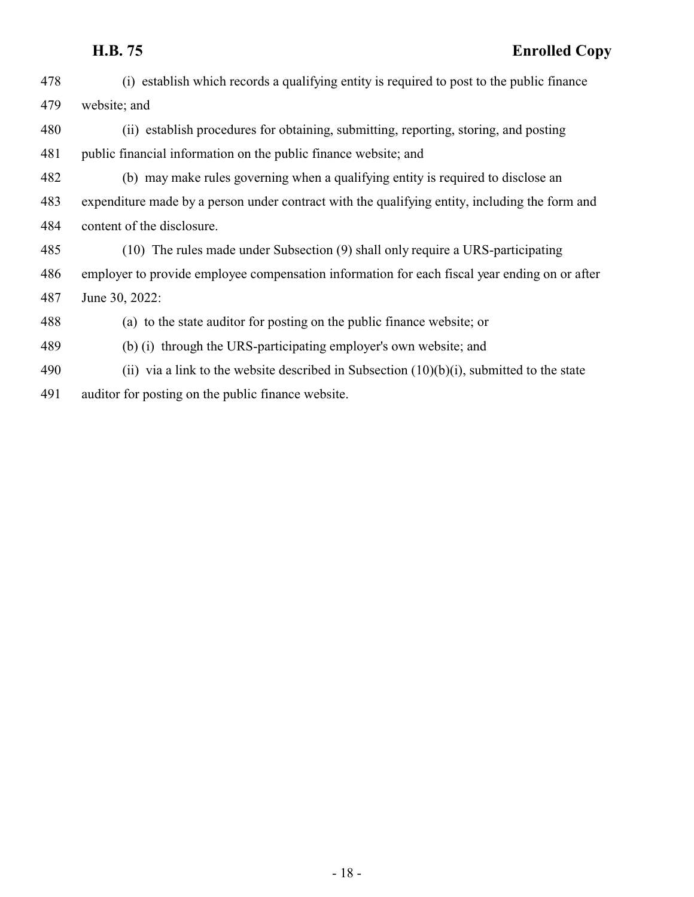(i) establish which records a qualifying entity is required to post to the public finance website; and

(ii) establish procedures for obtaining, submitting, reporting, storing, and posting public financial information on the public finance website; and

(b) may make rules governing when a qualifying entity is required to disclose an expenditure made by a person under contract with the qualifying entity, including the form and content of the disclosure.

(10) The rules made under Subsection (9) shall only require a URS-participating employer to provide employee compensation information for each fiscal year ending on or after June 30, 2022:

(a) to the state auditor for posting on the public finance website; or

(b) (i) through the URS-participating employer's own website; and

(ii) via a link to the website described in Subsection (10)(b)(i), submitted to the state auditor for posting on the public finance website.